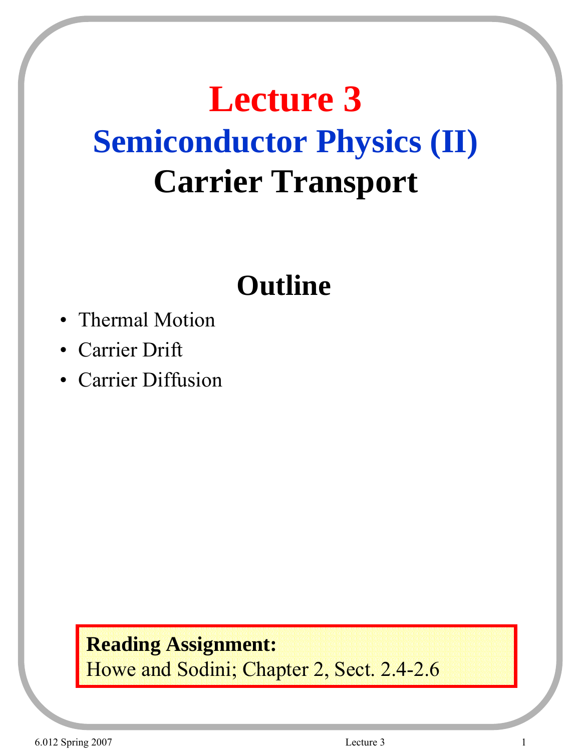# Lecture 3

## Semiconductor Physics (II)

## Carrier Transport

### Outline

- Thermal Motion
- Carrier Drift
- Carrier Diffusion

**Reading Assignment:**
Howe and Sodini; Chapter 2, Sect. 2.4-2.6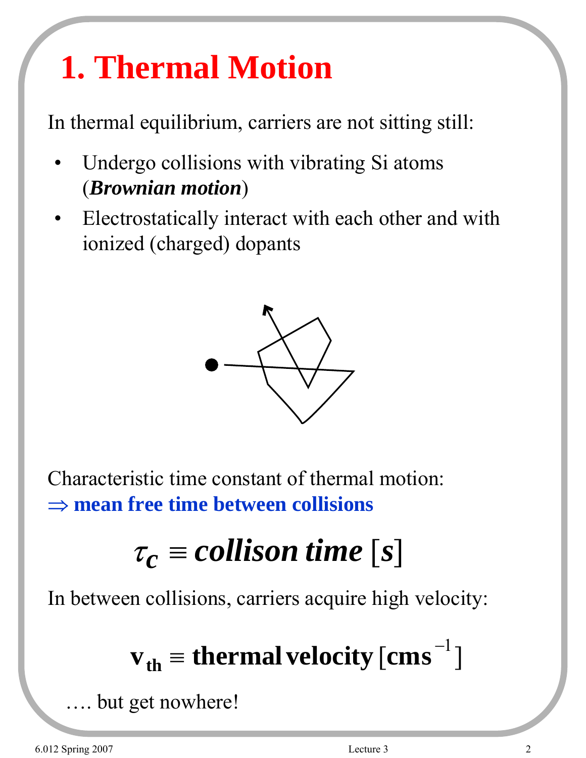# 1. Thermal Motion

In thermal equilibrium, carriers are not sitting still:

- Undergo collisions with vibrating Si atoms (***Brownian motion***)
- Electrostatically interact with each other and with ionized (charged) dopants

Characteristic time constant of thermal motion:
**⇒ mean free time between collisions**

$$\tau_c \equiv \textit{collison time}\ [s]$$

In between collisions, carriers acquire high velocity:

$$\mathbf{v_{th} \equiv thermal\ velocity\ [cms^{-1}]}$$

…. but get nowhere!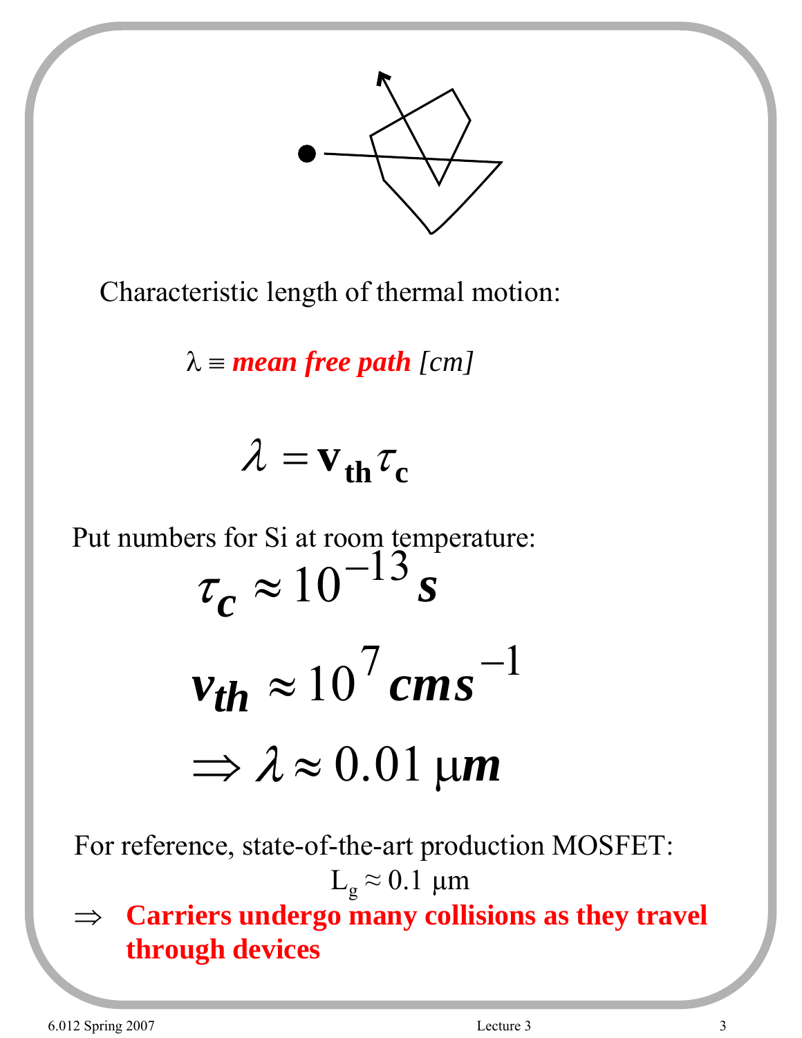Characteristic length of thermal motion:

$\lambda \equiv$ ***mean free path*** *[cm]*

$$\lambda = \mathbf{v_{th}} \tau_{\mathbf{c}}$$

Put numbers for Si at room temperature:

$$\tau_c \approx 10^{-13} s$$

$$v_{th} \approx 10^{7} cms^{-1}$$

$$\Rightarrow \lambda \approx 0.01\ \mu m$$

For reference, state-of-the-art production MOSFET:

$L_g \approx 0.1\ \mu m$

$\Rightarrow$ **Carriers undergo many collisions as they travel through devices**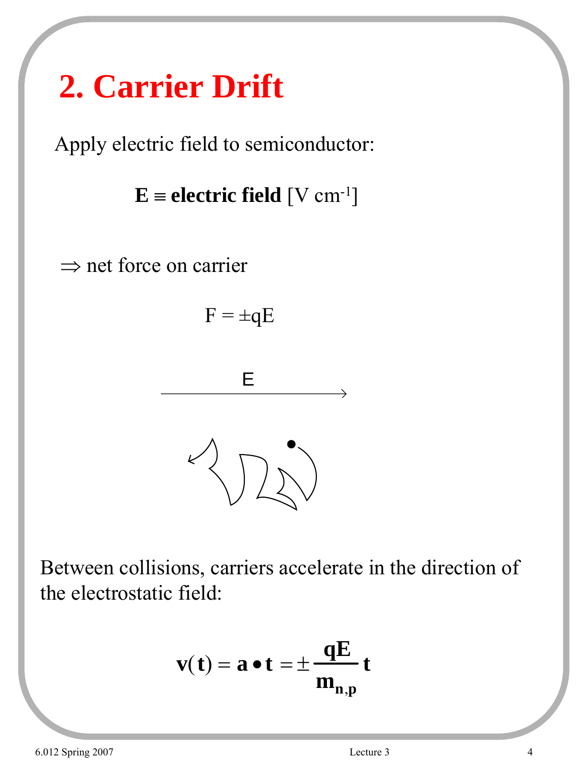# 2. Carrier Drift

Apply electric field to semiconductor:

$$\mathbf{E} \equiv \textbf{electric field}\ [\text{V cm}^{-1}]$$

$\Rightarrow$ net force on carrier

$$F = \pm qE$$

Between collisions, carriers accelerate in the direction of the electrostatic field:

$$\mathbf{v(t) = a \bullet t} = \pm \frac{\mathbf{qE}}{\mathbf{m_{n,p}}}\mathbf{t}$$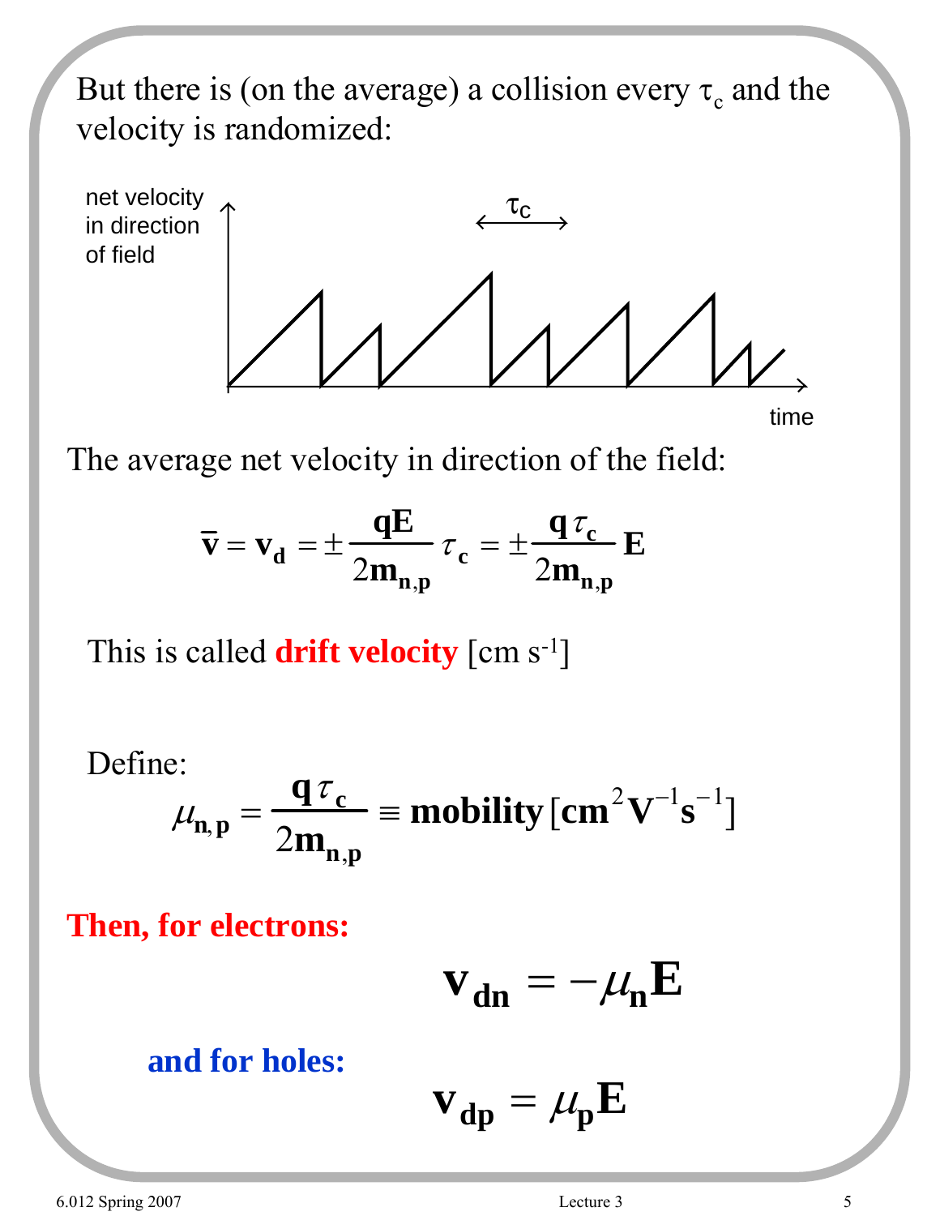But there is (on the average) a collision every $\tau_c$ and the velocity is randomized:

net velocity in direction of field

$\tau_c$

time

The average net velocity in direction of the field:

$$\bar{\mathbf{v}} = \mathbf{v_d} = \pm \frac{\mathbf{qE}}{2\mathbf{m_{n,p}}} \tau_\mathbf{c} = \pm \frac{\mathbf{q}\tau_\mathbf{c}}{2\mathbf{m_{n,p}}} \mathbf{E}$$

This is called **drift velocity** [cm s$^{-1}$]

Define:

$$\mu_{\mathbf{n,p}} = \frac{\mathbf{q}\tau_\mathbf{c}}{2\mathbf{m_{n,p}}} \equiv \textbf{mobility}\,[\mathbf{cm^2V^{-1}s^{-1}}]$$

**Then, for electrons:**

$$\mathbf{v_{dn}} = -\mu_\mathbf{n}\mathbf{E}$$

**and for holes:**

$$\mathbf{v_{dp}} = \mu_\mathbf{p}\mathbf{E}$$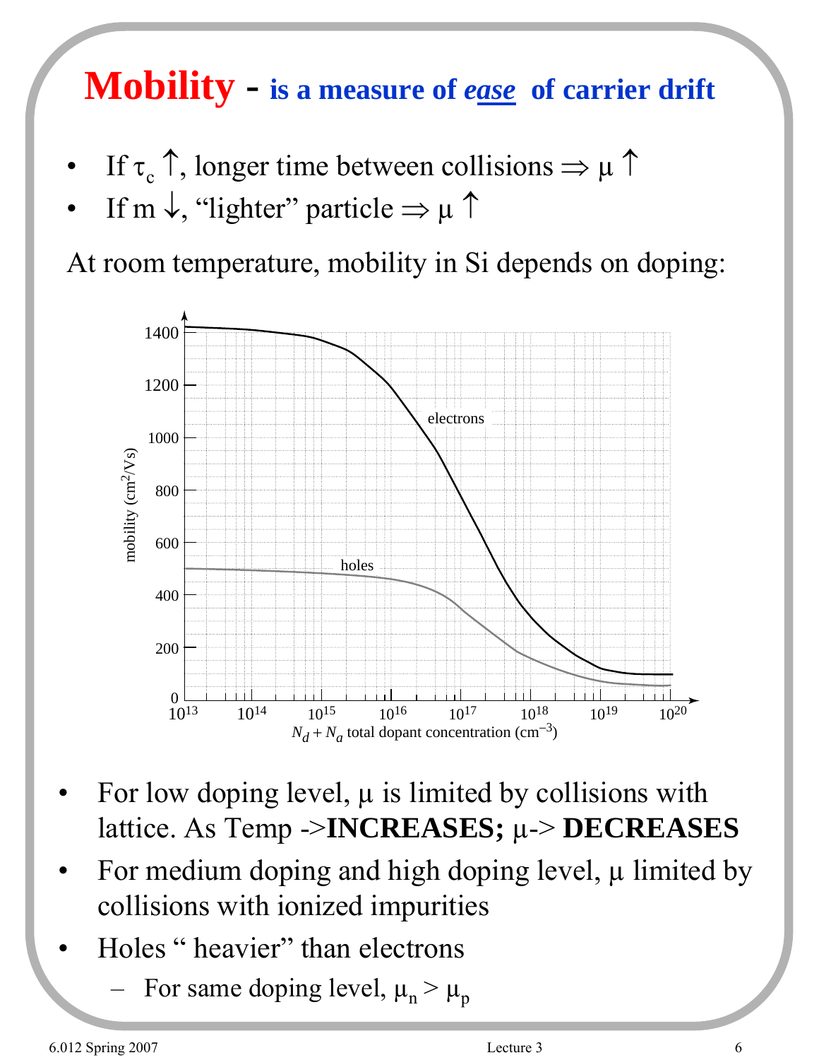# Mobility - is a measure of *ease* of carrier drift

- If $\tau_c \uparrow$, longer time between collisions $\Rightarrow \mu \uparrow$
- If $m \downarrow$, "lighter" particle $\Rightarrow \mu \uparrow$

At room temperature, mobility in Si depends on doping:

- For low doping level, $\mu$ is limited by collisions with lattice. As Temp ->**INCREASES;** $\mu$-> **DECREASES**
- For medium doping and high doping level, $\mu$ limited by collisions with ionized impurities
- Holes " heavier" than electrons
  - For same doping level, $\mu_n > \mu_p$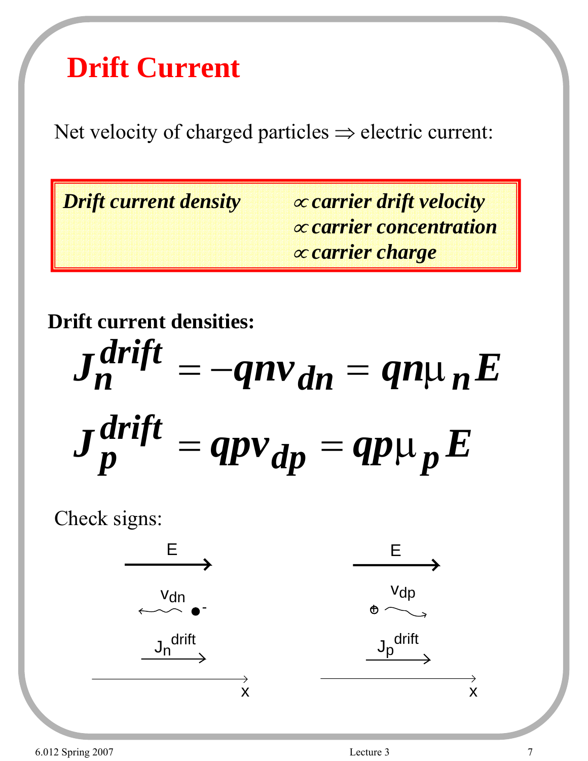# Drift Current

Net velocity of charged particles ⇒ electric current:

***Drift current density*** $\propto$ ***carrier drift velocity***
$\propto$ ***carrier concentration***
$\propto$ ***carrier charge***

**Drift current densities:**

$$J_n^{drift} = -qnv_{dn} = qn\mu_n E$$

$$J_p^{drift} = qpv_{dp} = qp\mu_p E$$

Check signs:

E, $v_{dn}$, $J_n^{drift}$, x

E, $v_{dp}$, $J_p^{drift}$, x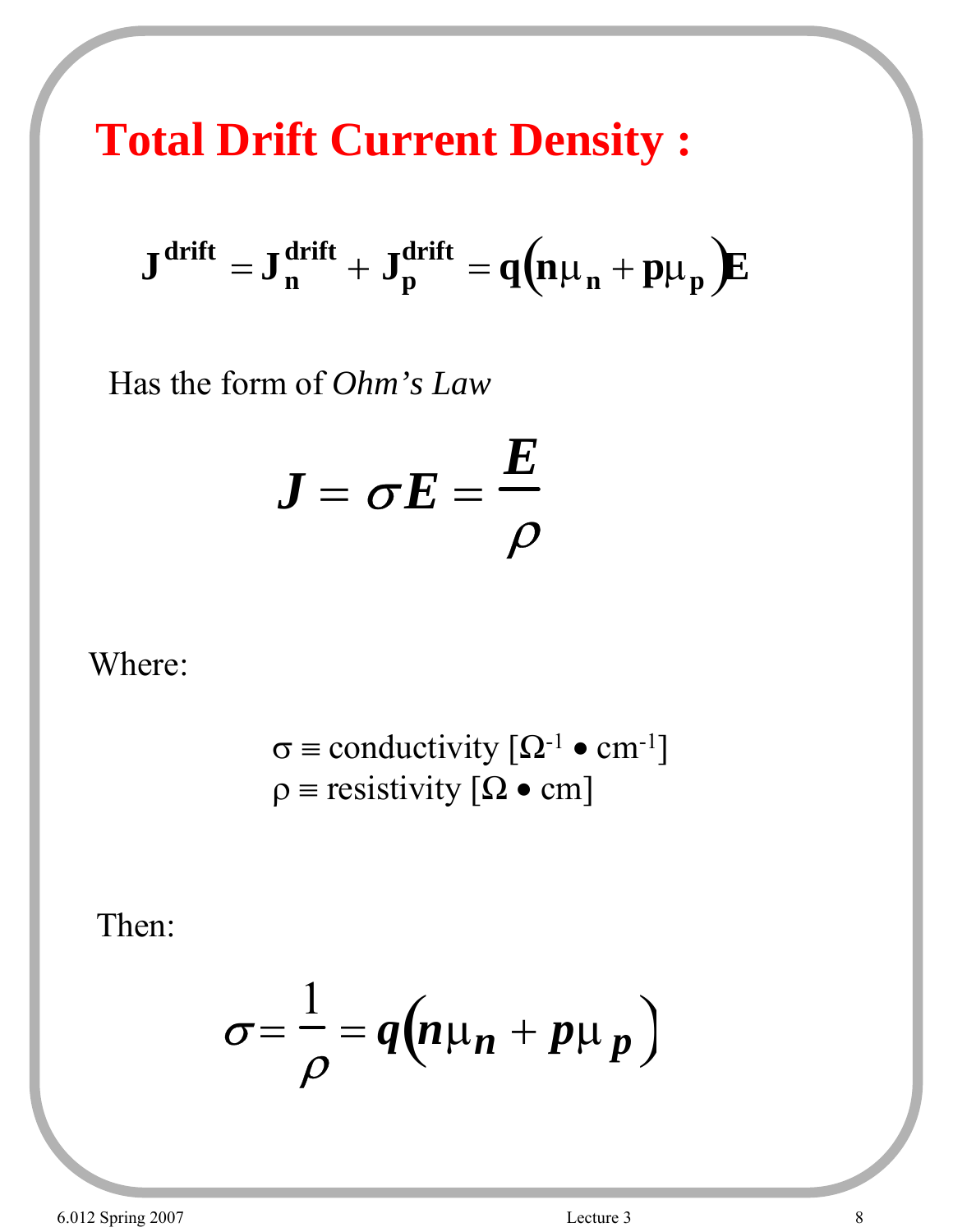# Total Drift Current Density :

$$\mathbf{J}^{\mathbf{drift}} = \mathbf{J}_{\mathbf{n}}^{\mathbf{drift}} + \mathbf{J}_{\mathbf{p}}^{\mathbf{drift}} = \mathbf{q}\left(\mathbf{n}\mu_{\mathbf{n}} + \mathbf{p}\mu_{\mathbf{p}}\right)\mathbf{E}$$

Has the form of *Ohm's Law*

$$J = \sigma E = \frac{E}{\rho}$$

Where:

$\sigma \equiv$ conductivity $[\Omega^{-1} \bullet \text{cm}^{-1}]$
$\rho \equiv$ resistivity $[\Omega \bullet \text{cm}]$

Then:

$$\sigma = \frac{1}{\rho} = q\left(n\mu_n + p\mu_p\right)$$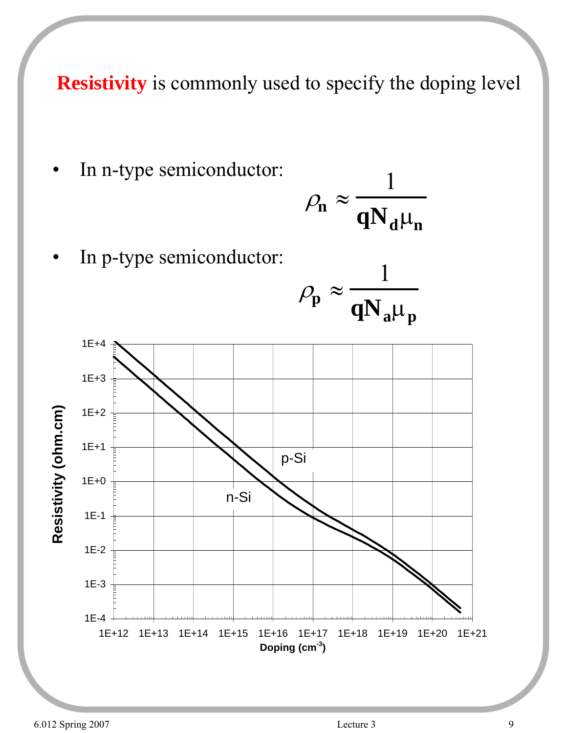**Resistivity** is commonly used to specify the doping level

- In n-type semiconductor:

$$\rho_n \approx \frac{1}{q N_d \mu_n}$$

- In p-type semiconductor:

$$\rho_p \approx \frac{1}{q N_a \mu_p}$$

Resistivity (ohm.cm) vs. Doping ($cm^{-3}$), showing curves for p-Si and n-Si. Resistivity axis: 1E-4 to 1E+4; Doping axis: 1E+12 to 1E+21.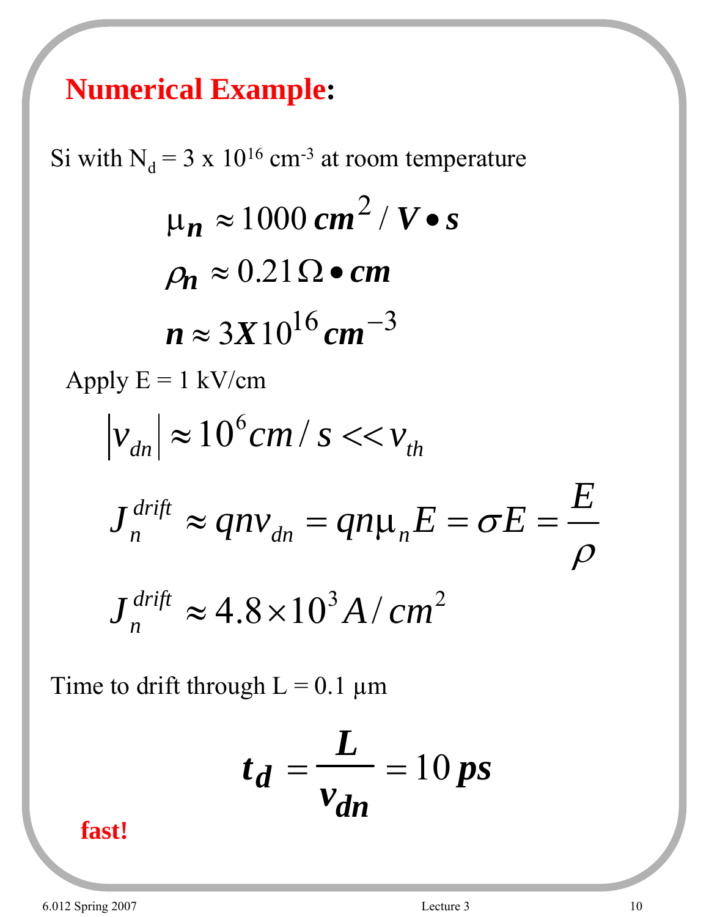# **Numerical Example:**

Si with $N_d = 3 \times 10^{16}$ cm$^{-3}$ at room temperature

$$\mu_n \approx 1000\, cm^2 / V \bullet s$$

$$\rho_n \approx 0.21\, \Omega \bullet cm$$

$$n \approx 3X10^{16}\, cm^{-3}$$

Apply E = 1 kV/cm

$$|v_{dn}| \approx 10^6 cm/s << v_{th}$$

$$J_n^{drift} \approx qnv_{dn} = qn\mu_n E = \sigma E = \frac{E}{\rho}$$

$$J_n^{drift} \approx 4.8 \times 10^3 A/cm^2$$

Time to drift through L = 0.1 μm

$$t_d = \frac{L}{v_{dn}} = 10\, ps$$

**fast!**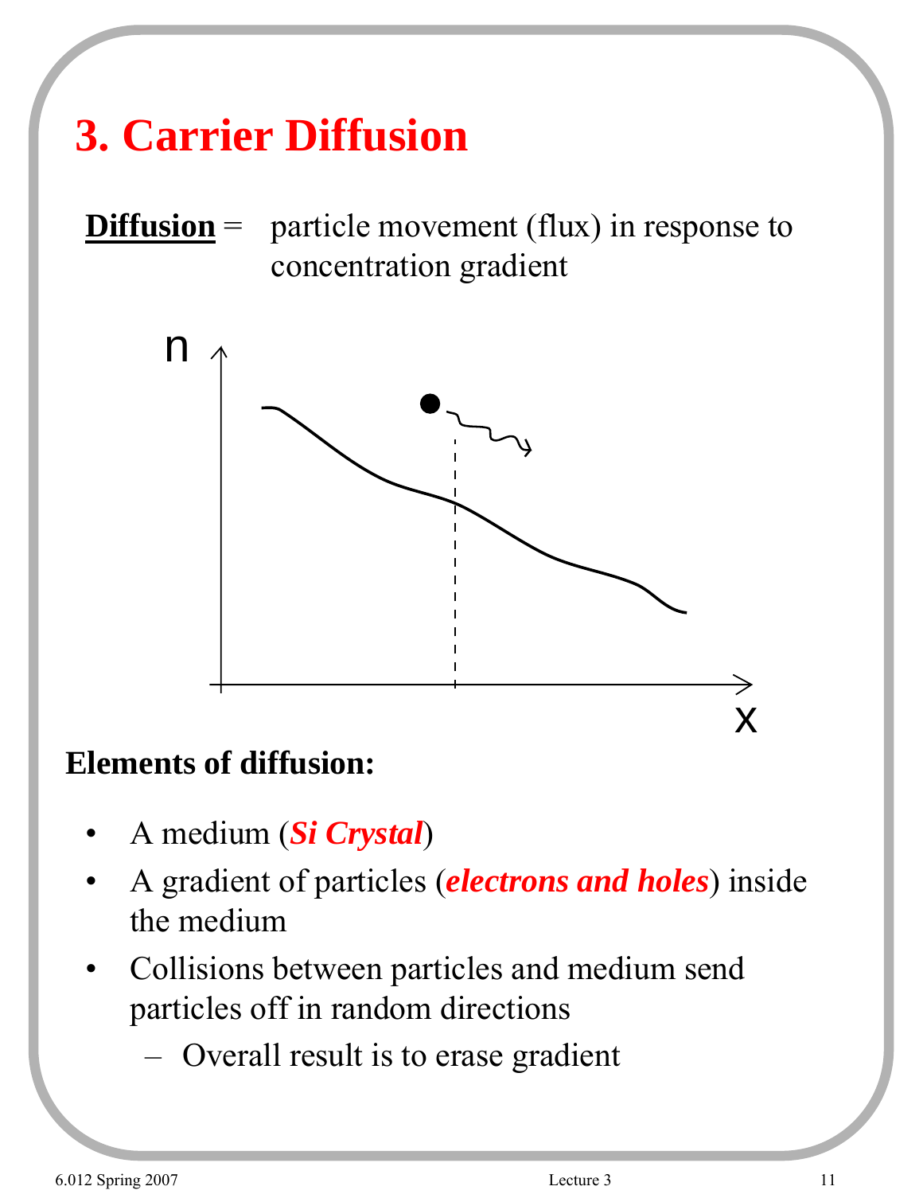# 3. Carrier Diffusion

**Diffusion** = particle movement (flux) in response to concentration gradient

**Elements of diffusion:**

- A medium (***Si Crystal***)
- A gradient of particles (***electrons and holes***) inside the medium
- Collisions between particles and medium send particles off in random directions
  - Overall result is to erase gradient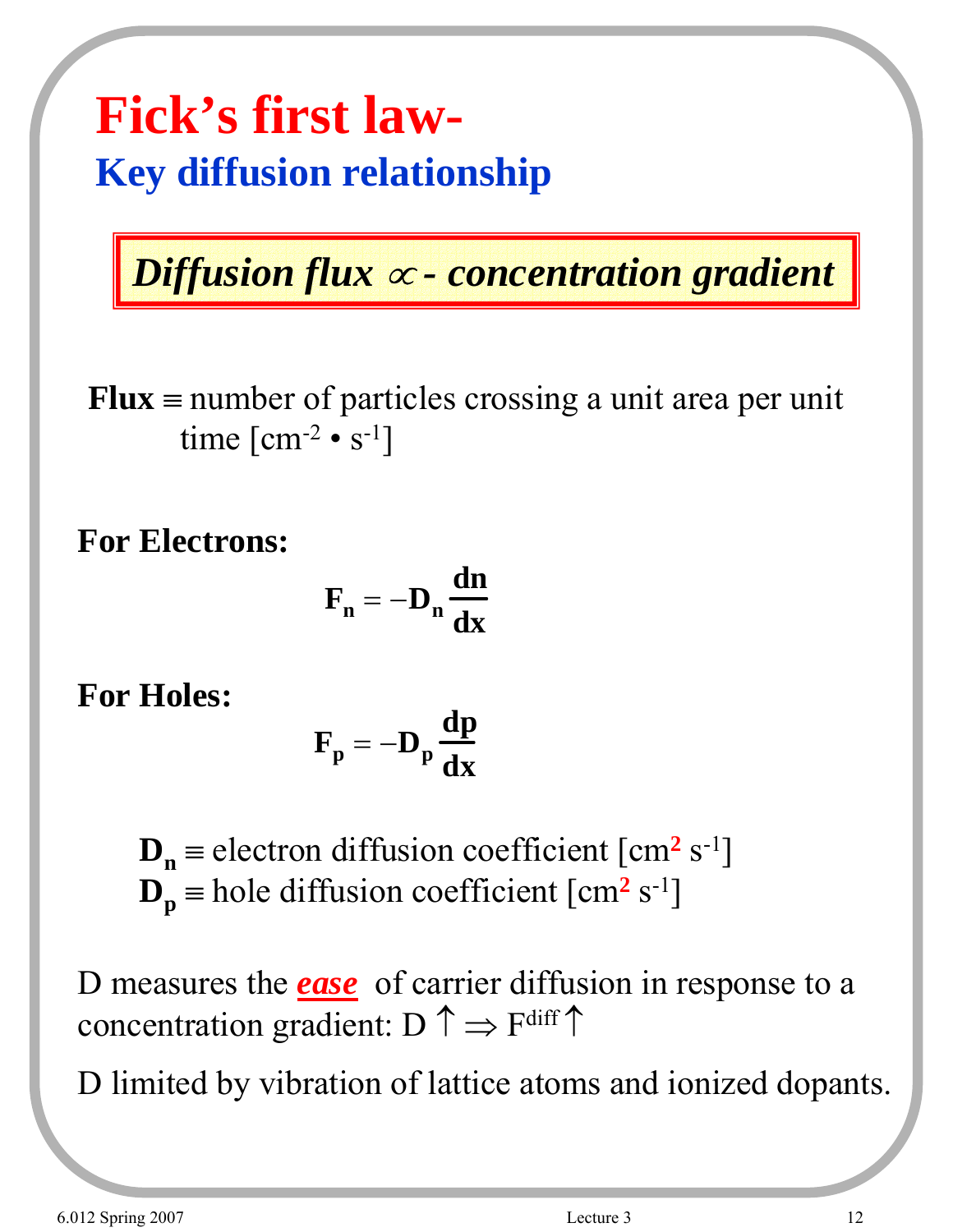# Fick's first law-

## Key diffusion relationship

***Diffusion flux $\propto$ - concentration gradient***

**Flux** $\equiv$ number of particles crossing a unit area per unit time [$cm^{-2} \cdot s^{-1}$]

**For Electrons:**

$$F_n = -D_n \frac{dn}{dx}$$

**For Holes:**

$$F_p = -D_p \frac{dp}{dx}$$

$D_n \equiv$ electron diffusion coefficient [$cm^2 \, s^{-1}$]
$D_p \equiv$ hole diffusion coefficient [$cm^2 \, s^{-1}$]

D measures the ***ease*** of carrier diffusion in response to a concentration gradient: $D \uparrow \Rightarrow F^{diff} \uparrow$

D limited by vibration of lattice atoms and ionized dopants.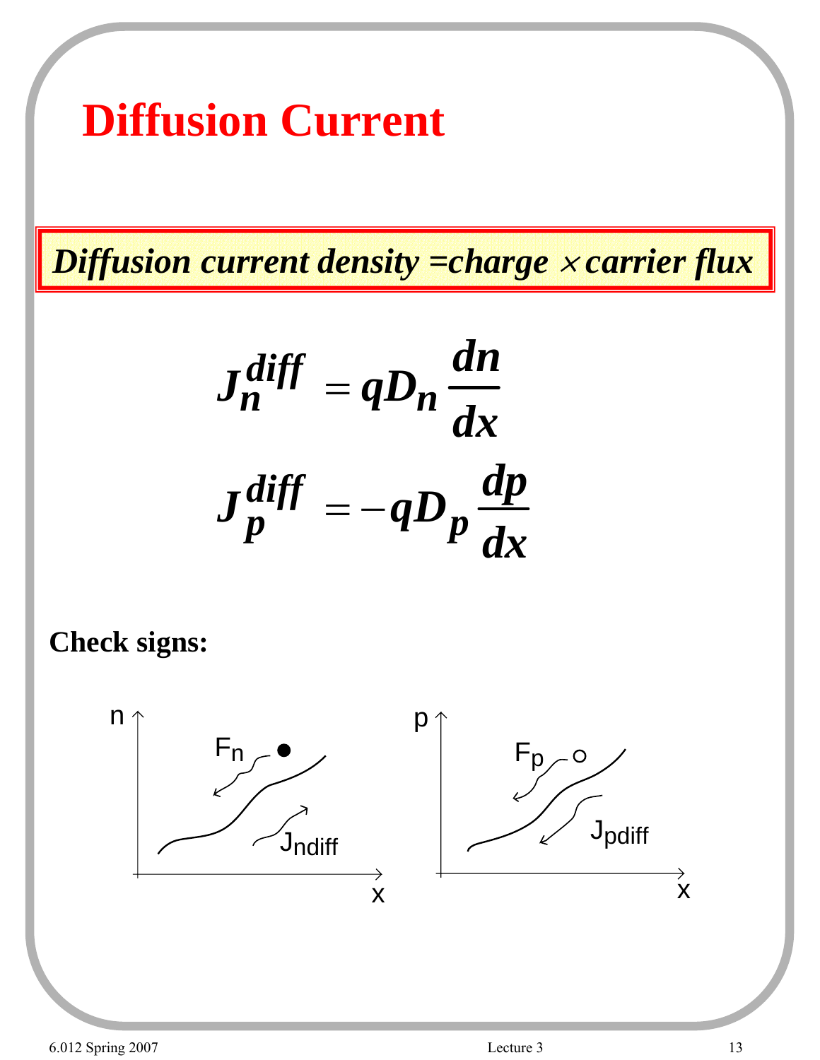# Diffusion Current

***Diffusion current density =charge × carrier flux***

$$J_n^{diff} = qD_n \frac{dn}{dx}$$

$$J_p^{diff} = -qD_p \frac{dp}{dx}$$

**Check signs:**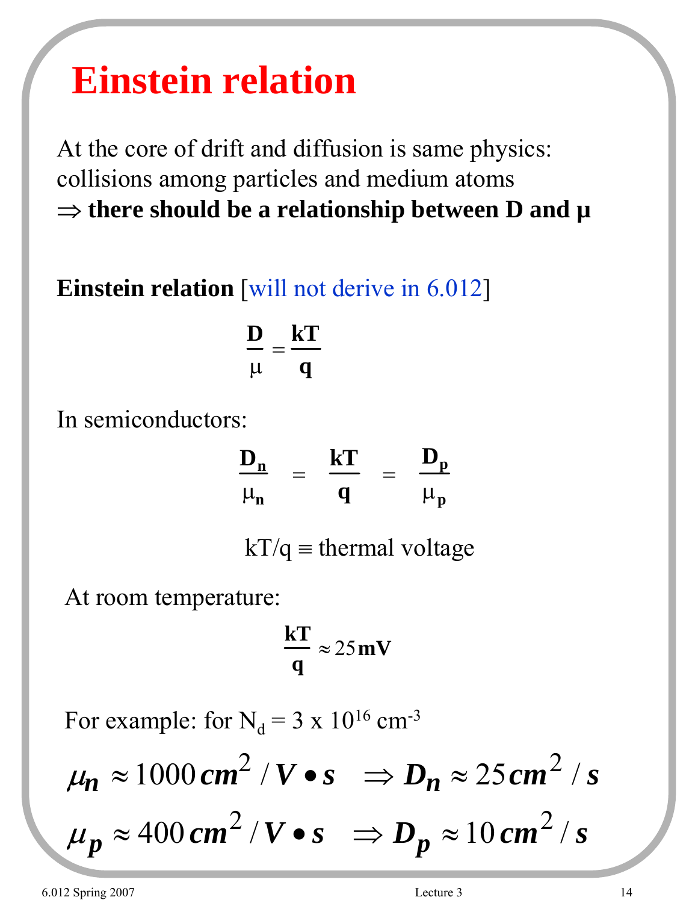# Einstein relation

At the core of drift and diffusion is same physics: collisions among particles and medium atoms
⇒ **there should be a relationship between D and μ**

**Einstein relation** [will not derive in 6.012]

$$\frac{D}{\mu} = \frac{kT}{q}$$

In semiconductors:

$$\frac{D_n}{\mu_n} = \frac{kT}{q} = \frac{D_p}{\mu_p}$$

$kT/q \equiv$ thermal voltage

At room temperature:

$$\frac{kT}{q} \approx 25\,mV$$

For example: for $N_d = 3 \times 10^{16}$ cm$^{-3}$

$$\mu_n \approx 1000\, cm^2/V \bullet s \quad \Rightarrow D_n \approx 25\, cm^2/s$$

$$\mu_p \approx 400\, cm^2/V \bullet s \quad \Rightarrow D_p \approx 10\, cm^2/s$$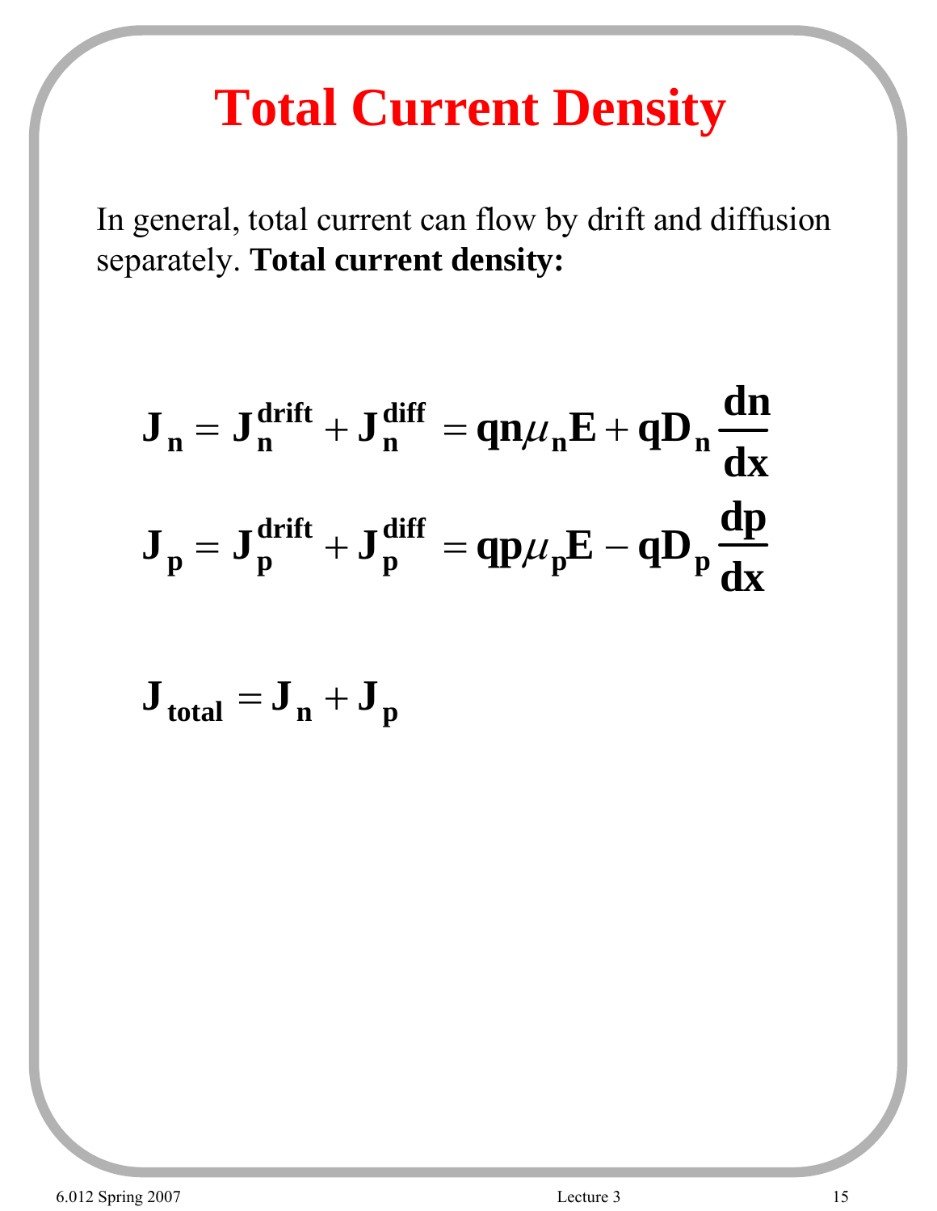# Total Current Density

In general, total current can flow by drift and diffusion separately. **Total current density:**

$$J_n = J_n^{drift} + J_n^{diff} = qn\mu_n E + qD_n \frac{dn}{dx}$$

$$J_p = J_p^{drift} + J_p^{diff} = qp\mu_p E - qD_p \frac{dp}{dx}$$

$$J_{total} = J_n + J_p$$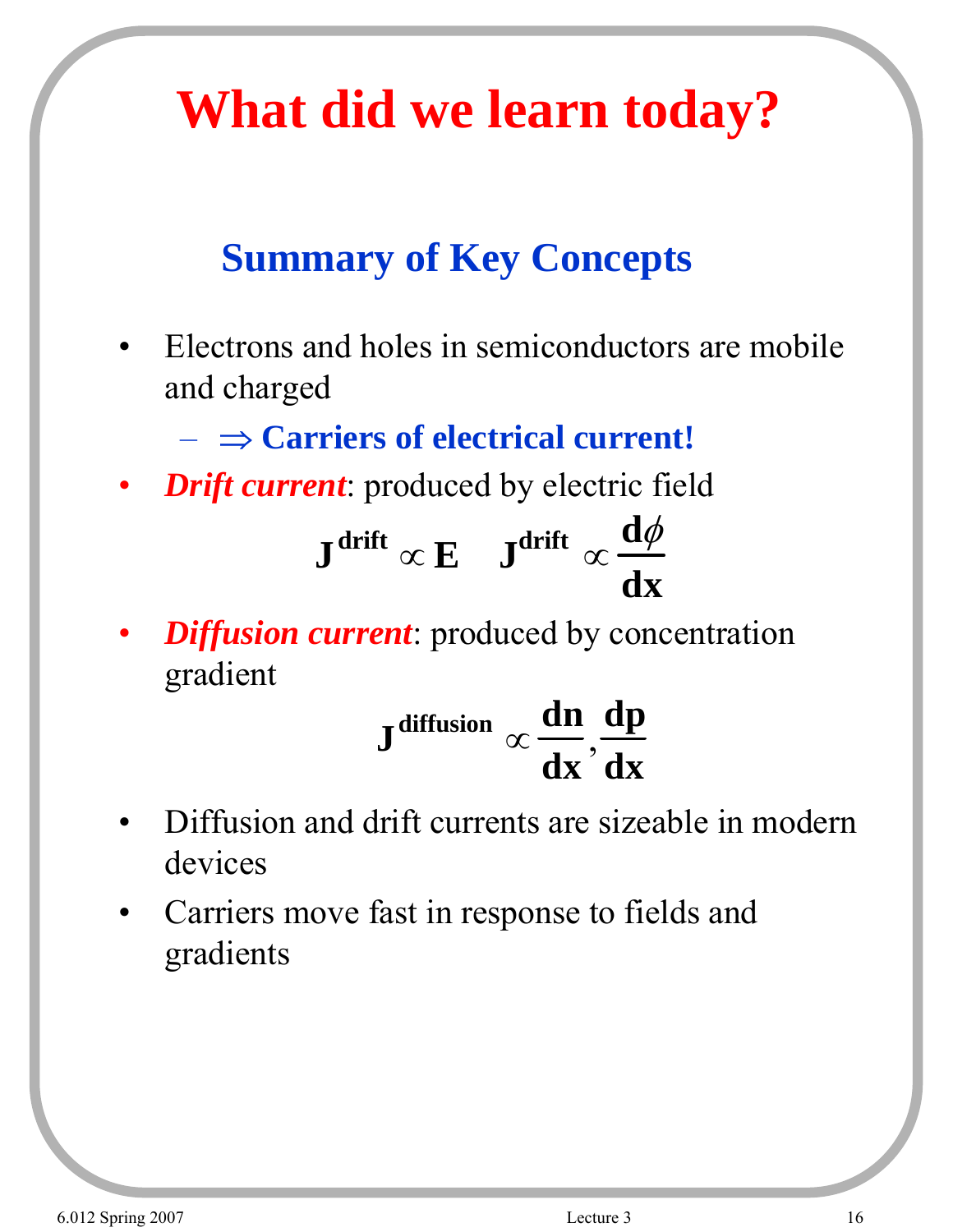# What did we learn today?

## Summary of Key Concepts

- Electrons and holes in semiconductors are mobile and charged
  - $\Rightarrow$ **Carriers of electrical current!**
- ***Drift current***: produced by electric field

$$\mathbf{J}^{\text{drift}} \propto \mathbf{E} \quad \mathbf{J}^{\text{drift}} \propto \frac{d\phi}{dx}$$

- ***Diffusion current***: produced by concentration gradient

$$\mathbf{J}^{\text{diffusion}} \propto \frac{dn}{dx}, \frac{dp}{dx}$$

- Diffusion and drift currents are sizeable in modern devices
- Carriers move fast in response to fields and gradients